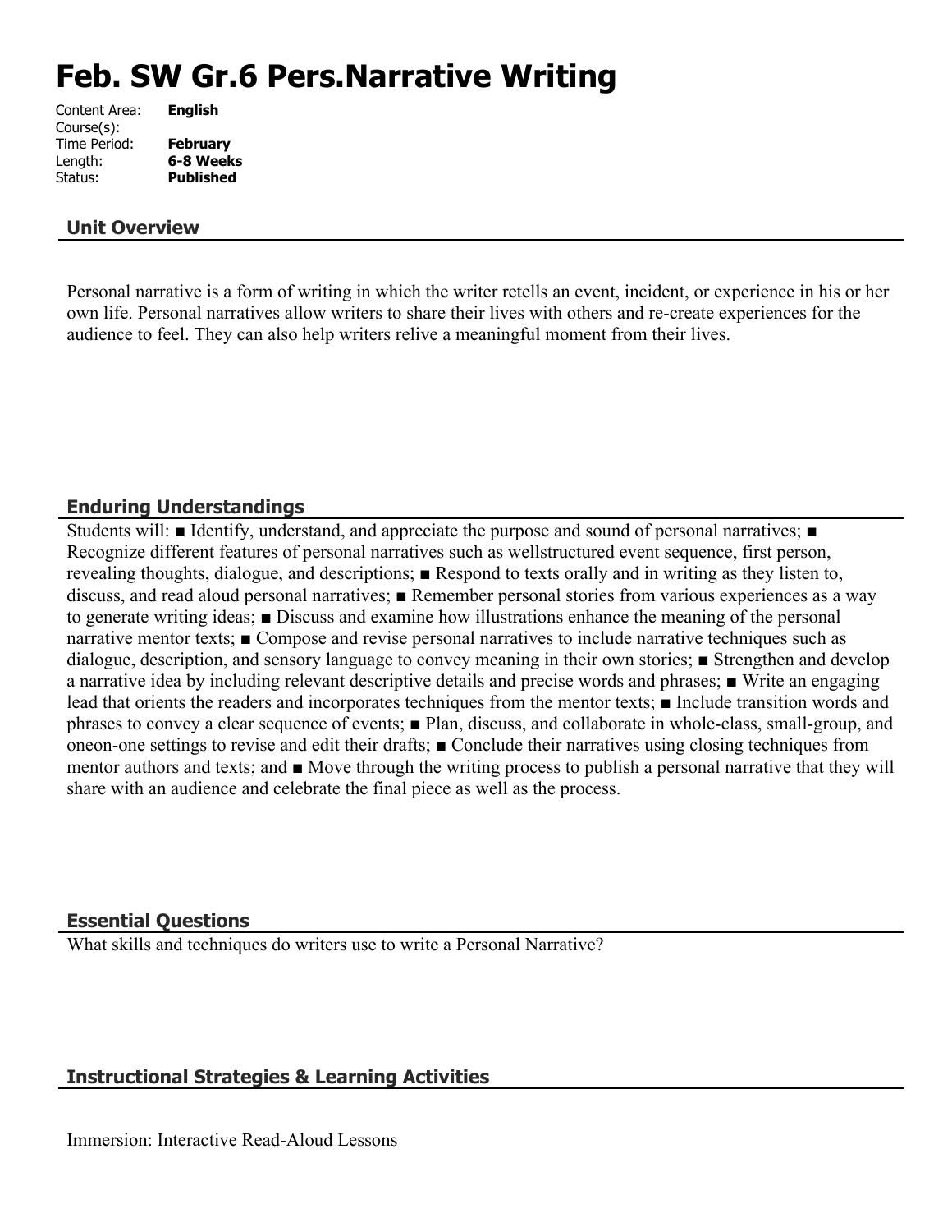# Feb. SW Gr.6 Pers.Narrative Writing

Content Area: **English**
Course(s):
Time Period: **February**
Length: **6-8 Weeks**
Status: **Published**

## Unit Overview

Personal narrative is a form of writing in which the writer retells an event, incident, or experience in his or her own life. Personal narratives allow writers to share their lives with others and re-create experiences for the audience to feel. They can also help writers relive a meaningful moment from their lives.

## Enduring Understandings

Students will: ■ Identify, understand, and appreciate the purpose and sound of personal narratives; ■ Recognize different features of personal narratives such as wellstructured event sequence, first person, revealing thoughts, dialogue, and descriptions; ■ Respond to texts orally and in writing as they listen to, discuss, and read aloud personal narratives; ■ Remember personal stories from various experiences as a way to generate writing ideas; ■ Discuss and examine how illustrations enhance the meaning of the personal narrative mentor texts; ■ Compose and revise personal narratives to include narrative techniques such as dialogue, description, and sensory language to convey meaning in their own stories; ■ Strengthen and develop a narrative idea by including relevant descriptive details and precise words and phrases; ■ Write an engaging lead that orients the readers and incorporates techniques from the mentor texts; ■ Include transition words and phrases to convey a clear sequence of events; ■ Plan, discuss, and collaborate in whole-class, small-group, and oneon-one settings to revise and edit their drafts; ■ Conclude their narratives using closing techniques from mentor authors and texts; and ■ Move through the writing process to publish a personal narrative that they will share with an audience and celebrate the final piece as well as the process.

## Essential Questions

What skills and techniques do writers use to write a Personal Narrative?

## Instructional Strategies & Learning Activities

Immersion: Interactive Read-Aloud Lessons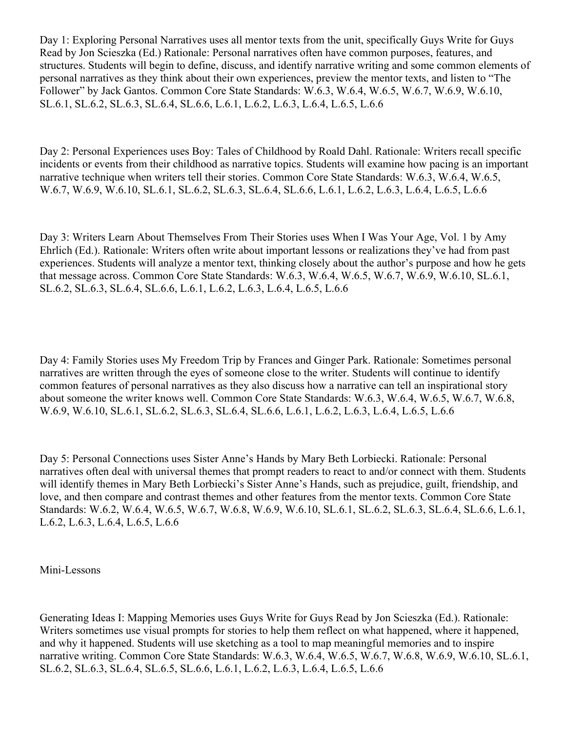Day 1: Exploring Personal Narratives uses all mentor texts from the unit, specifically Guys Write for Guys Read by Jon Scieszka (Ed.) Rationale: Personal narratives often have common purposes, features, and structures. Students will begin to define, discuss, and identify narrative writing and some common elements of personal narratives as they think about their own experiences, preview the mentor texts, and listen to "The Follower" by Jack Gantos. Common Core State Standards: W.6.3, W.6.4, W.6.5, W.6.7, W.6.9, W.6.10, SL.6.1, SL.6.2, SL.6.3, SL.6.4, SL.6.6, L.6.1, L.6.2, L.6.3, L.6.4, L.6.5, L.6.6

Day 2: Personal Experiences uses Boy: Tales of Childhood by Roald Dahl. Rationale: Writers recall specific incidents or events from their childhood as narrative topics. Students will examine how pacing is an important narrative technique when writers tell their stories. Common Core State Standards: W.6.3, W.6.4, W.6.5, W.6.7, W.6.9, W.6.10, SL.6.1, SL.6.2, SL.6.3, SL.6.4, SL.6.6, L.6.1, L.6.2, L.6.3, L.6.4, L.6.5, L.6.6

Day 3: Writers Learn About Themselves From Their Stories uses When I Was Your Age, Vol. 1 by Amy Ehrlich (Ed.). Rationale: Writers often write about important lessons or realizations they've had from past experiences. Students will analyze a mentor text, thinking closely about the author's purpose and how he gets that message across. Common Core State Standards: W.6.3, W.6.4, W.6.5, W.6.7, W.6.9, W.6.10, SL.6.1, SL.6.2, SL.6.3, SL.6.4, SL.6.6, L.6.1, L.6.2, L.6.3, L.6.4, L.6.5, L.6.6

Day 4: Family Stories uses My Freedom Trip by Frances and Ginger Park. Rationale: Sometimes personal narratives are written through the eyes of someone close to the writer. Students will continue to identify common features of personal narratives as they also discuss how a narrative can tell an inspirational story about someone the writer knows well. Common Core State Standards: W.6.3, W.6.4, W.6.5, W.6.7, W.6.8, W.6.9, W.6.10, SL.6.1, SL.6.2, SL.6.3, SL.6.4, SL.6.6, L.6.1, L.6.2, L.6.3, L.6.4, L.6.5, L.6.6

Day 5: Personal Connections uses Sister Anne's Hands by Mary Beth Lorbiecki. Rationale: Personal narratives often deal with universal themes that prompt readers to react to and/or connect with them. Students will identify themes in Mary Beth Lorbiecki's Sister Anne's Hands, such as prejudice, guilt, friendship, and love, and then compare and contrast themes and other features from the mentor texts. Common Core State Standards: W.6.2, W.6.4, W.6.5, W.6.7, W.6.8, W.6.9, W.6.10, SL.6.1, SL.6.2, SL.6.3, SL.6.4, SL.6.6, L.6.1, L.6.2, L.6.3, L.6.4, L.6.5, L.6.6

Mini-Lessons

Generating Ideas I: Mapping Memories uses Guys Write for Guys Read by Jon Scieszka (Ed.). Rationale: Writers sometimes use visual prompts for stories to help them reflect on what happened, where it happened, and why it happened. Students will use sketching as a tool to map meaningful memories and to inspire narrative writing. Common Core State Standards: W.6.3, W.6.4, W.6.5, W.6.7, W.6.8, W.6.9, W.6.10, SL.6.1, SL.6.2, SL.6.3, SL.6.4, SL.6.5, SL.6.6, L.6.1, L.6.2, L.6.3, L.6.4, L.6.5, L.6.6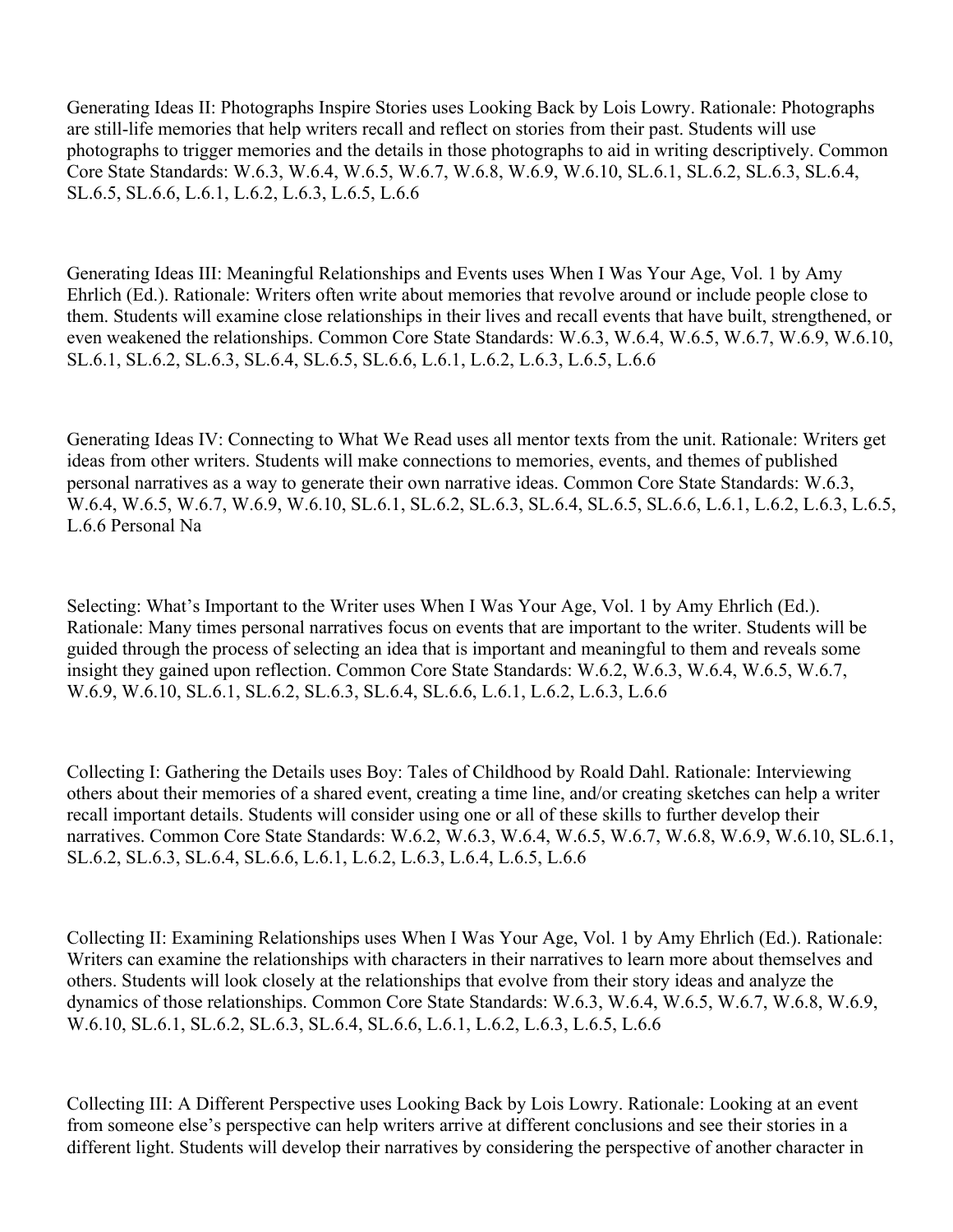Generating Ideas II: Photographs Inspire Stories uses Looking Back by Lois Lowry. Rationale: Photographs are still-life memories that help writers recall and reflect on stories from their past. Students will use photographs to trigger memories and the details in those photographs to aid in writing descriptively. Common Core State Standards: W.6.3, W.6.4, W.6.5, W.6.7, W.6.8, W.6.9, W.6.10, SL.6.1, SL.6.2, SL.6.3, SL.6.4, SL.6.5, SL.6.6, L.6.1, L.6.2, L.6.3, L.6.5, L.6.6

Generating Ideas III: Meaningful Relationships and Events uses When I Was Your Age, Vol. 1 by Amy Ehrlich (Ed.). Rationale: Writers often write about memories that revolve around or include people close to them. Students will examine close relationships in their lives and recall events that have built, strengthened, or even weakened the relationships. Common Core State Standards: W.6.3, W.6.4, W.6.5, W.6.7, W.6.9, W.6.10, SL.6.1, SL.6.2, SL.6.3, SL.6.4, SL.6.5, SL.6.6, L.6.1, L.6.2, L.6.3, L.6.5, L.6.6

Generating Ideas IV: Connecting to What We Read uses all mentor texts from the unit. Rationale: Writers get ideas from other writers. Students will make connections to memories, events, and themes of published personal narratives as a way to generate their own narrative ideas. Common Core State Standards: W.6.3, W.6.4, W.6.5, W.6.7, W.6.9, W.6.10, SL.6.1, SL.6.2, SL.6.3, SL.6.4, SL.6.5, SL.6.6, L.6.1, L.6.2, L.6.3, L.6.5, L.6.6 Personal Na

Selecting: What's Important to the Writer uses When I Was Your Age, Vol. 1 by Amy Ehrlich (Ed.). Rationale: Many times personal narratives focus on events that are important to the writer. Students will be guided through the process of selecting an idea that is important and meaningful to them and reveals some insight they gained upon reflection. Common Core State Standards: W.6.2, W.6.3, W.6.4, W.6.5, W.6.7, W.6.9, W.6.10, SL.6.1, SL.6.2, SL.6.3, SL.6.4, SL.6.6, L.6.1, L.6.2, L.6.3, L.6.6

Collecting I: Gathering the Details uses Boy: Tales of Childhood by Roald Dahl. Rationale: Interviewing others about their memories of a shared event, creating a time line, and/or creating sketches can help a writer recall important details. Students will consider using one or all of these skills to further develop their narratives. Common Core State Standards: W.6.2, W.6.3, W.6.4, W.6.5, W.6.7, W.6.8, W.6.9, W.6.10, SL.6.1, SL.6.2, SL.6.3, SL.6.4, SL.6.6, L.6.1, L.6.2, L.6.3, L.6.4, L.6.5, L.6.6

Collecting II: Examining Relationships uses When I Was Your Age, Vol. 1 by Amy Ehrlich (Ed.). Rationale: Writers can examine the relationships with characters in their narratives to learn more about themselves and others. Students will look closely at the relationships that evolve from their story ideas and analyze the dynamics of those relationships. Common Core State Standards: W.6.3, W.6.4, W.6.5, W.6.7, W.6.8, W.6.9, W.6.10, SL.6.1, SL.6.2, SL.6.3, SL.6.4, SL.6.6, L.6.1, L.6.2, L.6.3, L.6.5, L.6.6

Collecting III: A Different Perspective uses Looking Back by Lois Lowry. Rationale: Looking at an event from someone else's perspective can help writers arrive at different conclusions and see their stories in a different light. Students will develop their narratives by considering the perspective of another character in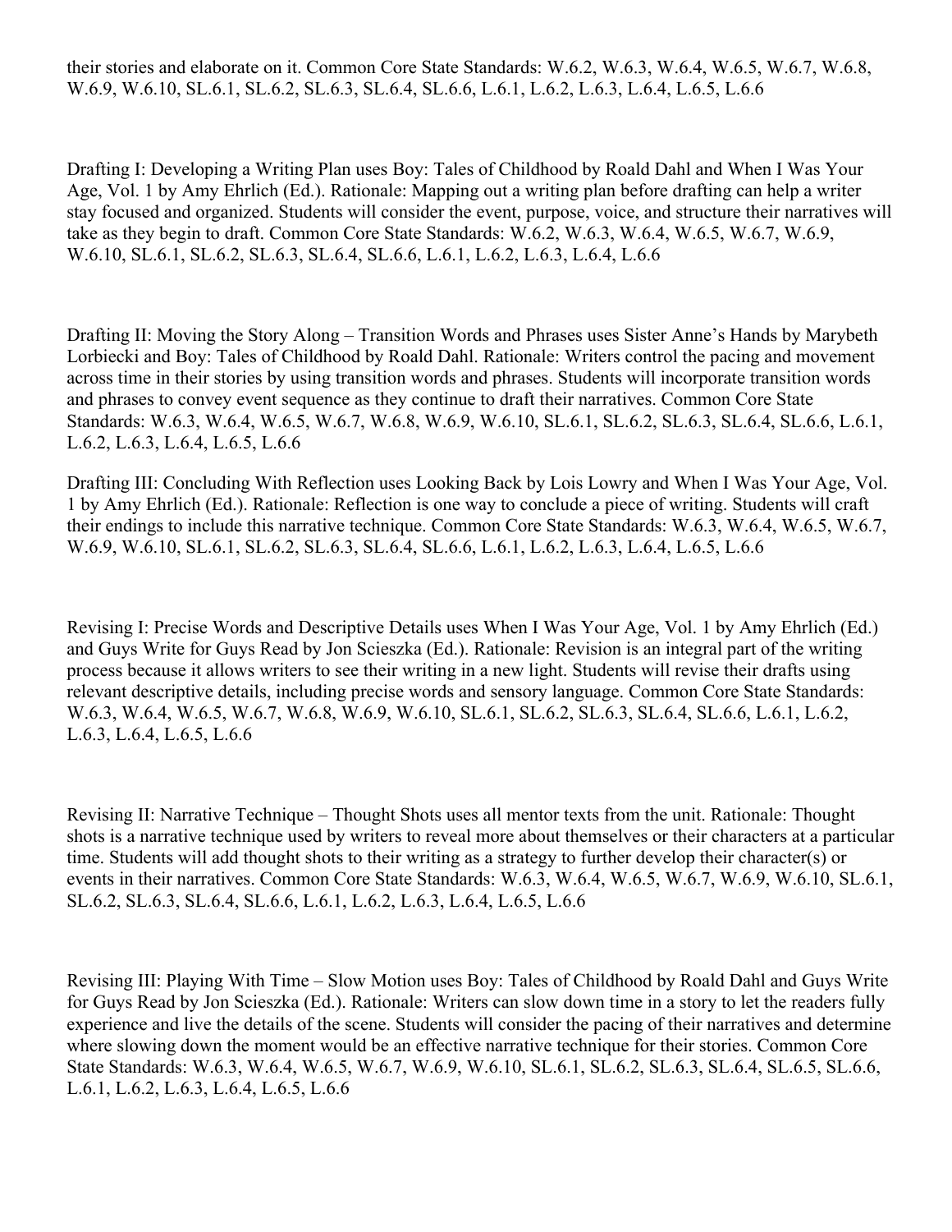their stories and elaborate on it. Common Core State Standards: W.6.2, W.6.3, W.6.4, W.6.5, W.6.7, W.6.8, W.6.9, W.6.10, SL.6.1, SL.6.2, SL.6.3, SL.6.4, SL.6.6, L.6.1, L.6.2, L.6.3, L.6.4, L.6.5, L.6.6

Drafting I: Developing a Writing Plan uses Boy: Tales of Childhood by Roald Dahl and When I Was Your Age, Vol. 1 by Amy Ehrlich (Ed.). Rationale: Mapping out a writing plan before drafting can help a writer stay focused and organized. Students will consider the event, purpose, voice, and structure their narratives will take as they begin to draft. Common Core State Standards: W.6.2, W.6.3, W.6.4, W.6.5, W.6.7, W.6.9, W.6.10, SL.6.1, SL.6.2, SL.6.3, SL.6.4, SL.6.6, L.6.1, L.6.2, L.6.3, L.6.4, L.6.6

Drafting II: Moving the Story Along – Transition Words and Phrases uses Sister Anne's Hands by Marybeth Lorbiecki and Boy: Tales of Childhood by Roald Dahl. Rationale: Writers control the pacing and movement across time in their stories by using transition words and phrases. Students will incorporate transition words and phrases to convey event sequence as they continue to draft their narratives. Common Core State Standards: W.6.3, W.6.4, W.6.5, W.6.7, W.6.8, W.6.9, W.6.10, SL.6.1, SL.6.2, SL.6.3, SL.6.4, SL.6.6, L.6.1, L.6.2, L.6.3, L.6.4, L.6.5, L.6.6

Drafting III: Concluding With Reflection uses Looking Back by Lois Lowry and When I Was Your Age, Vol. 1 by Amy Ehrlich (Ed.). Rationale: Reflection is one way to conclude a piece of writing. Students will craft their endings to include this narrative technique. Common Core State Standards: W.6.3, W.6.4, W.6.5, W.6.7, W.6.9, W.6.10, SL.6.1, SL.6.2, SL.6.3, SL.6.4, SL.6.6, L.6.1, L.6.2, L.6.3, L.6.4, L.6.5, L.6.6

Revising I: Precise Words and Descriptive Details uses When I Was Your Age, Vol. 1 by Amy Ehrlich (Ed.) and Guys Write for Guys Read by Jon Scieszka (Ed.). Rationale: Revision is an integral part of the writing process because it allows writers to see their writing in a new light. Students will revise their drafts using relevant descriptive details, including precise words and sensory language. Common Core State Standards: W.6.3, W.6.4, W.6.5, W.6.7, W.6.8, W.6.9, W.6.10, SL.6.1, SL.6.2, SL.6.3, SL.6.4, SL.6.6, L.6.1, L.6.2, L.6.3, L.6.4, L.6.5, L.6.6

Revising II: Narrative Technique – Thought Shots uses all mentor texts from the unit. Rationale: Thought shots is a narrative technique used by writers to reveal more about themselves or their characters at a particular time. Students will add thought shots to their writing as a strategy to further develop their character(s) or events in their narratives. Common Core State Standards: W.6.3, W.6.4, W.6.5, W.6.7, W.6.9, W.6.10, SL.6.1, SL.6.2, SL.6.3, SL.6.4, SL.6.6, L.6.1, L.6.2, L.6.3, L.6.4, L.6.5, L.6.6

Revising III: Playing With Time – Slow Motion uses Boy: Tales of Childhood by Roald Dahl and Guys Write for Guys Read by Jon Scieszka (Ed.). Rationale: Writers can slow down time in a story to let the readers fully experience and live the details of the scene. Students will consider the pacing of their narratives and determine where slowing down the moment would be an effective narrative technique for their stories. Common Core State Standards: W.6.3, W.6.4, W.6.5, W.6.7, W.6.9, W.6.10, SL.6.1, SL.6.2, SL.6.3, SL.6.4, SL.6.5, SL.6.6, L.6.1, L.6.2, L.6.3, L.6.4, L.6.5, L.6.6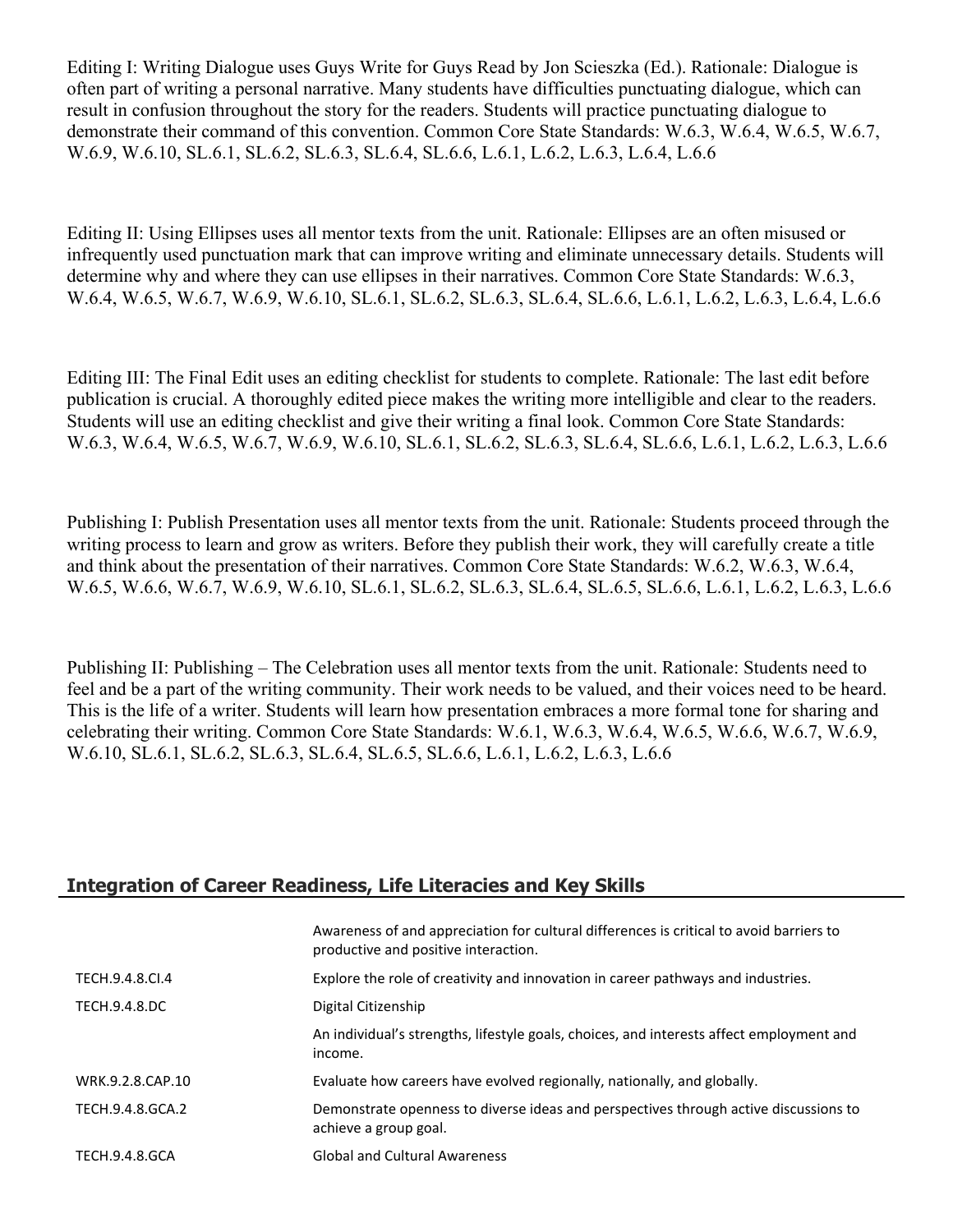Editing I: Writing Dialogue uses Guys Write for Guys Read by Jon Scieszka (Ed.). Rationale: Dialogue is often part of writing a personal narrative. Many students have difficulties punctuating dialogue, which can result in confusion throughout the story for the readers. Students will practice punctuating dialogue to demonstrate their command of this convention. Common Core State Standards: W.6.3, W.6.4, W.6.5, W.6.7, W.6.9, W.6.10, SL.6.1, SL.6.2, SL.6.3, SL.6.4, SL.6.6, L.6.1, L.6.2, L.6.3, L.6.4, L.6.6

Editing II: Using Ellipses uses all mentor texts from the unit. Rationale: Ellipses are an often misused or infrequently used punctuation mark that can improve writing and eliminate unnecessary details. Students will determine why and where they can use ellipses in their narratives. Common Core State Standards: W.6.3, W.6.4, W.6.5, W.6.7, W.6.9, W.6.10, SL.6.1, SL.6.2, SL.6.3, SL.6.4, SL.6.6, L.6.1, L.6.2, L.6.3, L.6.4, L.6.6

Editing III: The Final Edit uses an editing checklist for students to complete. Rationale: The last edit before publication is crucial. A thoroughly edited piece makes the writing more intelligible and clear to the readers. Students will use an editing checklist and give their writing a final look. Common Core State Standards: W.6.3, W.6.4, W.6.5, W.6.7, W.6.9, W.6.10, SL.6.1, SL.6.2, SL.6.3, SL.6.4, SL.6.6, L.6.1, L.6.2, L.6.3, L.6.6

Publishing I: Publish Presentation uses all mentor texts from the unit. Rationale: Students proceed through the writing process to learn and grow as writers. Before they publish their work, they will carefully create a title and think about the presentation of their narratives. Common Core State Standards: W.6.2, W.6.3, W.6.4, W.6.5, W.6.6, W.6.7, W.6.9, W.6.10, SL.6.1, SL.6.2, SL.6.3, SL.6.4, SL.6.5, SL.6.6, L.6.1, L.6.2, L.6.3, L.6.6

Publishing II: Publishing – The Celebration uses all mentor texts from the unit. Rationale: Students need to feel and be a part of the writing community. Their work needs to be valued, and their voices need to be heard. This is the life of a writer. Students will learn how presentation embraces a more formal tone for sharing and celebrating their writing. Common Core State Standards: W.6.1, W.6.3, W.6.4, W.6.5, W.6.6, W.6.7, W.6.9, W.6.10, SL.6.1, SL.6.2, SL.6.3, SL.6.4, SL.6.5, SL.6.6, L.6.1, L.6.2, L.6.3, L.6.6

## Integration of Career Readiness, Life Literacies and Key Skills

| | |
|---|---|
| | Awareness of and appreciation for cultural differences is critical to avoid barriers to productive and positive interaction. |
| TECH.9.4.8.CI.4 | Explore the role of creativity and innovation in career pathways and industries. |
| TECH.9.4.8.DC | Digital Citizenship |
| | An individual's strengths, lifestyle goals, choices, and interests affect employment and income. |
| WRK.9.2.8.CAP.10 | Evaluate how careers have evolved regionally, nationally, and globally. |
| TECH.9.4.8.GCA.2 | Demonstrate openness to diverse ideas and perspectives through active discussions to achieve a group goal. |
| TECH.9.4.8.GCA | Global and Cultural Awareness |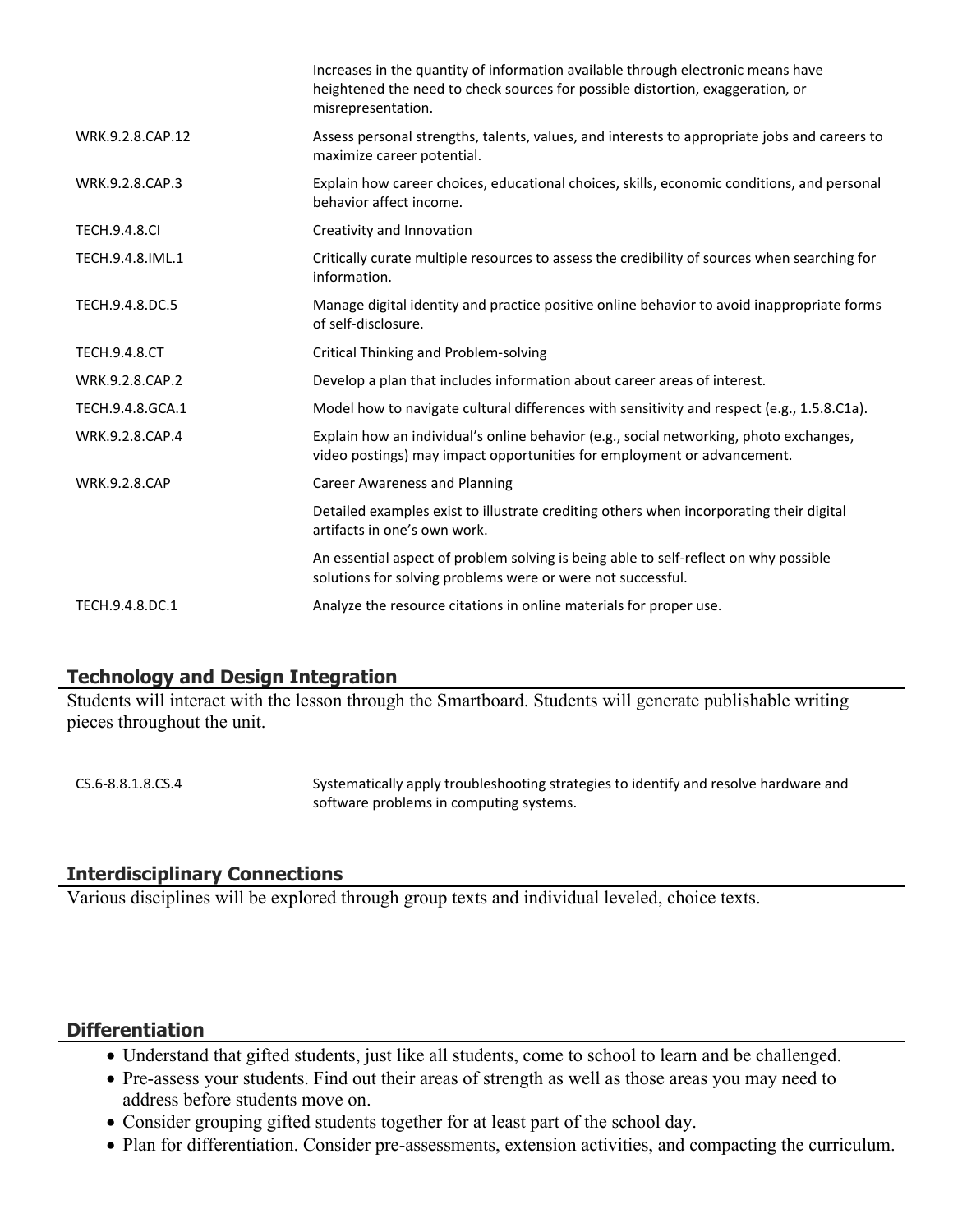| | |
|---|---|
| | Increases in the quantity of information available through electronic means have heightened the need to check sources for possible distortion, exaggeration, or misrepresentation. |
| WRK.9.2.8.CAP.12 | Assess personal strengths, talents, values, and interests to appropriate jobs and careers to maximize career potential. |
| WRK.9.2.8.CAP.3 | Explain how career choices, educational choices, skills, economic conditions, and personal behavior affect income. |
| TECH.9.4.8.CI | Creativity and Innovation |
| TECH.9.4.8.IML.1 | Critically curate multiple resources to assess the credibility of sources when searching for information. |
| TECH.9.4.8.DC.5 | Manage digital identity and practice positive online behavior to avoid inappropriate forms of self-disclosure. |
| TECH.9.4.8.CT | Critical Thinking and Problem-solving |
| WRK.9.2.8.CAP.2 | Develop a plan that includes information about career areas of interest. |
| TECH.9.4.8.GCA.1 | Model how to navigate cultural differences with sensitivity and respect (e.g., 1.5.8.C1a). |
| WRK.9.2.8.CAP.4 | Explain how an individual's online behavior (e.g., social networking, photo exchanges, video postings) may impact opportunities for employment or advancement. |
| WRK.9.2.8.CAP | Career Awareness and Planning |
| | Detailed examples exist to illustrate crediting others when incorporating their digital artifacts in one's own work. |
| | An essential aspect of problem solving is being able to self-reflect on why possible solutions for solving problems were or were not successful. |
| TECH.9.4.8.DC.1 | Analyze the resource citations in online materials for proper use. |

## Technology and Design Integration

Students will interact with the lesson through the Smartboard. Students will generate publishable writing pieces throughout the unit.

| | |
|---|---|
| CS.6-8.8.1.8.CS.4 | Systematically apply troubleshooting strategies to identify and resolve hardware and software problems in computing systems. |

## Interdisciplinary Connections

Various disciplines will be explored through group texts and individual leveled, choice texts.

## Differentiation

- Understand that gifted students, just like all students, come to school to learn and be challenged.
- Pre-assess your students. Find out their areas of strength as well as those areas you may need to address before students move on.
- Consider grouping gifted students together for at least part of the school day.
- Plan for differentiation. Consider pre-assessments, extension activities, and compacting the curriculum.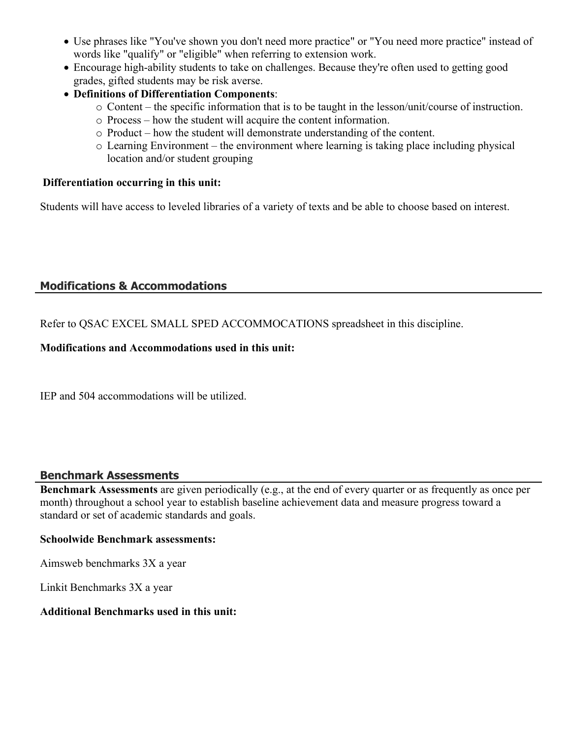- Use phrases like "You've shown you don't need more practice" or "You need more practice" instead of words like "qualify" or "eligible" when referring to extension work.
- Encourage high-ability students to take on challenges. Because they're often used to getting good grades, gifted students may be risk averse.
- **Definitions of Differentiation Components**:
    - Content – the specific information that is to be taught in the lesson/unit/course of instruction.
    - Process – how the student will acquire the content information.
    - Product – how the student will demonstrate understanding of the content.
    - Learning Environment – the environment where learning is taking place including physical location and/or student grouping

**Differentiation occurring in this unit:**

Students will have access to leveled libraries of a variety of texts and be able to choose based on interest.

## Modifications & Accommodations

Refer to QSAC EXCEL SMALL SPED ACCOMMOCATIONS spreadsheet in this discipline.

**Modifications and Accommodations used in this unit:**

IEP and 504 accommodations will be utilized.

## Benchmark Assessments

**Benchmark Assessments** are given periodically (e.g., at the end of every quarter or as frequently as once per month) throughout a school year to establish baseline achievement data and measure progress toward a standard or set of academic standards and goals.

**Schoolwide Benchmark assessments:**

Aimsweb benchmarks 3X a year

Linkit Benchmarks 3X a year

**Additional Benchmarks used in this unit:**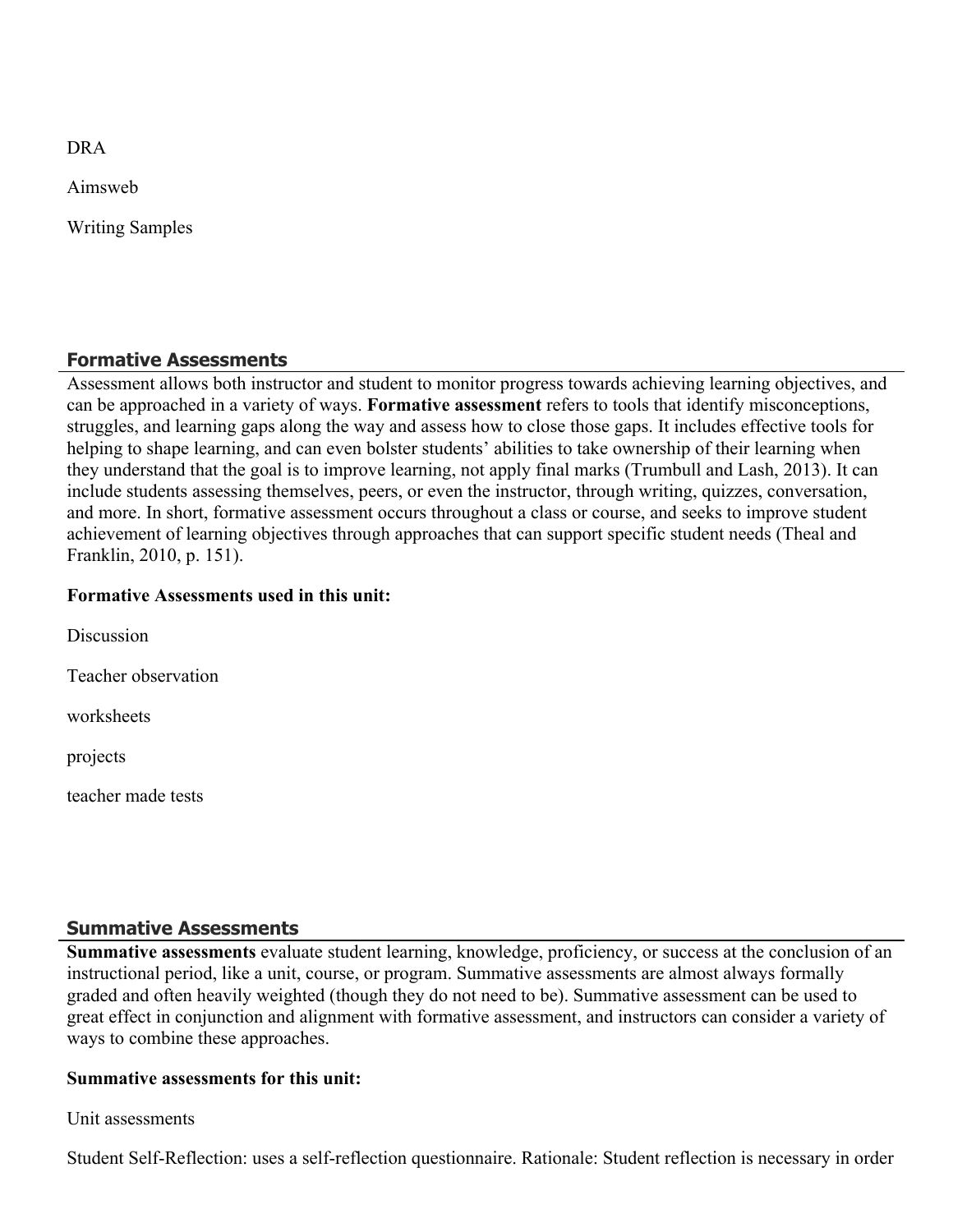DRA

Aimsweb

Writing Samples

## Formative Assessments

Assessment allows both instructor and student to monitor progress towards achieving learning objectives, and can be approached in a variety of ways. **Formative assessment** refers to tools that identify misconceptions, struggles, and learning gaps along the way and assess how to close those gaps. It includes effective tools for helping to shape learning, and can even bolster students' abilities to take ownership of their learning when they understand that the goal is to improve learning, not apply final marks (Trumbull and Lash, 2013). It can include students assessing themselves, peers, or even the instructor, through writing, quizzes, conversation, and more. In short, formative assessment occurs throughout a class or course, and seeks to improve student achievement of learning objectives through approaches that can support specific student needs (Theal and Franklin, 2010, p. 151).

**Formative Assessments used in this unit:**

Discussion

Teacher observation

worksheets

projects

teacher made tests

## Summative Assessments

**Summative assessments** evaluate student learning, knowledge, proficiency, or success at the conclusion of an instructional period, like a unit, course, or program. Summative assessments are almost always formally graded and often heavily weighted (though they do not need to be). Summative assessment can be used to great effect in conjunction and alignment with formative assessment, and instructors can consider a variety of ways to combine these approaches.

**Summative assessments for this unit:**

Unit assessments

Student Self-Reflection: uses a self-reflection questionnaire. Rationale: Student reflection is necessary in order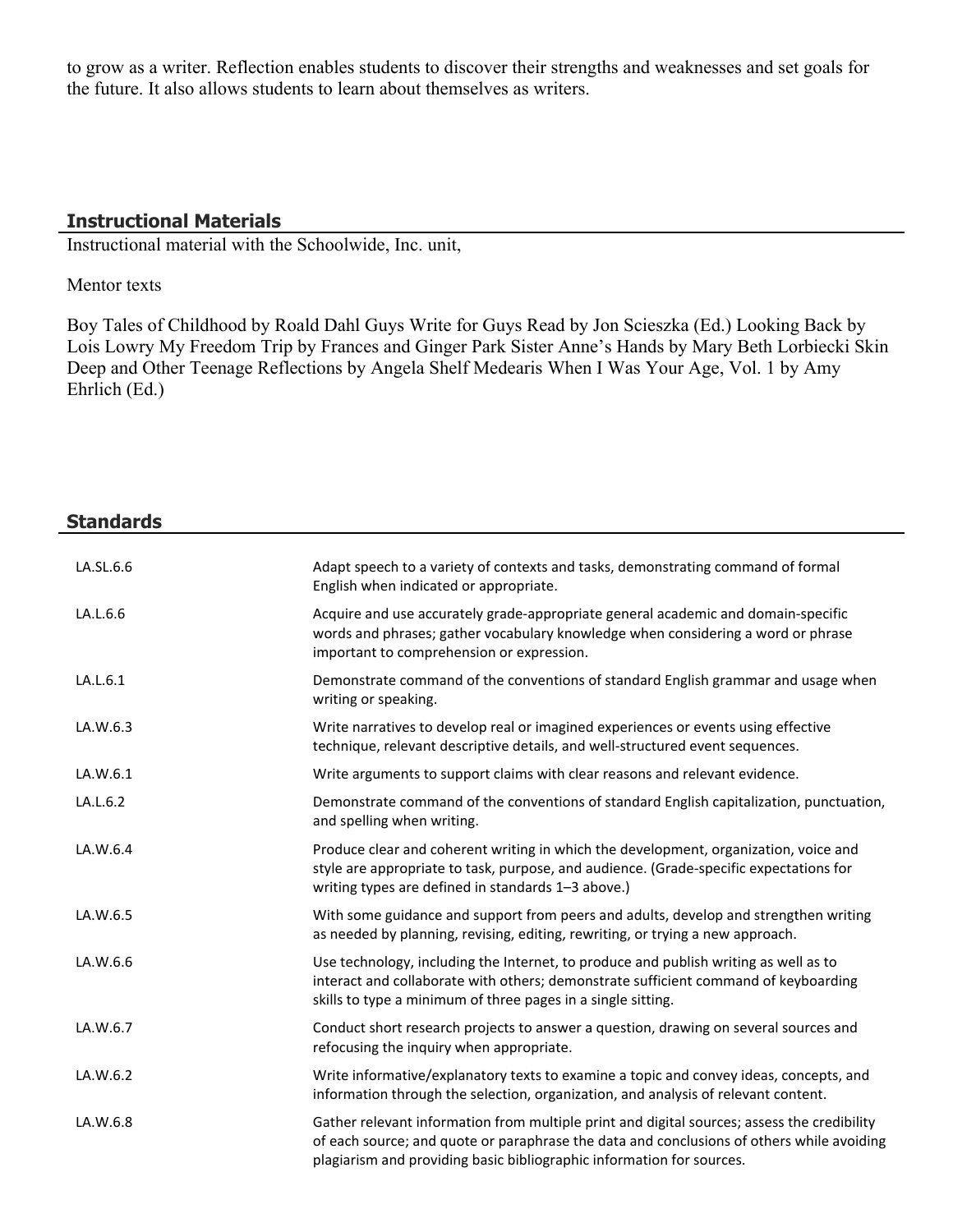to grow as a writer. Reflection enables students to discover their strengths and weaknesses and set goals for the future. It also allows students to learn about themselves as writers.

## Instructional Materials

Instructional material with the Schoolwide, Inc. unit,

Mentor texts

Boy Tales of Childhood by Roald Dahl Guys Write for Guys Read by Jon Scieszka (Ed.) Looking Back by Lois Lowry My Freedom Trip by Frances and Ginger Park Sister Anne's Hands by Mary Beth Lorbiecki Skin Deep and Other Teenage Reflections by Angela Shelf Medearis When I Was Your Age, Vol. 1 by Amy Ehrlich (Ed.)

## Standards

| | |
|---|---|
| LA.SL.6.6 | Adapt speech to a variety of contexts and tasks, demonstrating command of formal English when indicated or appropriate. |
| LA.L.6.6 | Acquire and use accurately grade-appropriate general academic and domain-specific words and phrases; gather vocabulary knowledge when considering a word or phrase important to comprehension or expression. |
| LA.L.6.1 | Demonstrate command of the conventions of standard English grammar and usage when writing or speaking. |
| LA.W.6.3 | Write narratives to develop real or imagined experiences or events using effective technique, relevant descriptive details, and well-structured event sequences. |
| LA.W.6.1 | Write arguments to support claims with clear reasons and relevant evidence. |
| LA.L.6.2 | Demonstrate command of the conventions of standard English capitalization, punctuation, and spelling when writing. |
| LA.W.6.4 | Produce clear and coherent writing in which the development, organization, voice and style are appropriate to task, purpose, and audience. (Grade-specific expectations for writing types are defined in standards 1–3 above.) |
| LA.W.6.5 | With some guidance and support from peers and adults, develop and strengthen writing as needed by planning, revising, editing, rewriting, or trying a new approach. |
| LA.W.6.6 | Use technology, including the Internet, to produce and publish writing as well as to interact and collaborate with others; demonstrate sufficient command of keyboarding skills to type a minimum of three pages in a single sitting. |
| LA.W.6.7 | Conduct short research projects to answer a question, drawing on several sources and refocusing the inquiry when appropriate. |
| LA.W.6.2 | Write informative/explanatory texts to examine a topic and convey ideas, concepts, and information through the selection, organization, and analysis of relevant content. |
| LA.W.6.8 | Gather relevant information from multiple print and digital sources; assess the credibility of each source; and quote or paraphrase the data and conclusions of others while avoiding plagiarism and providing basic bibliographic information for sources. |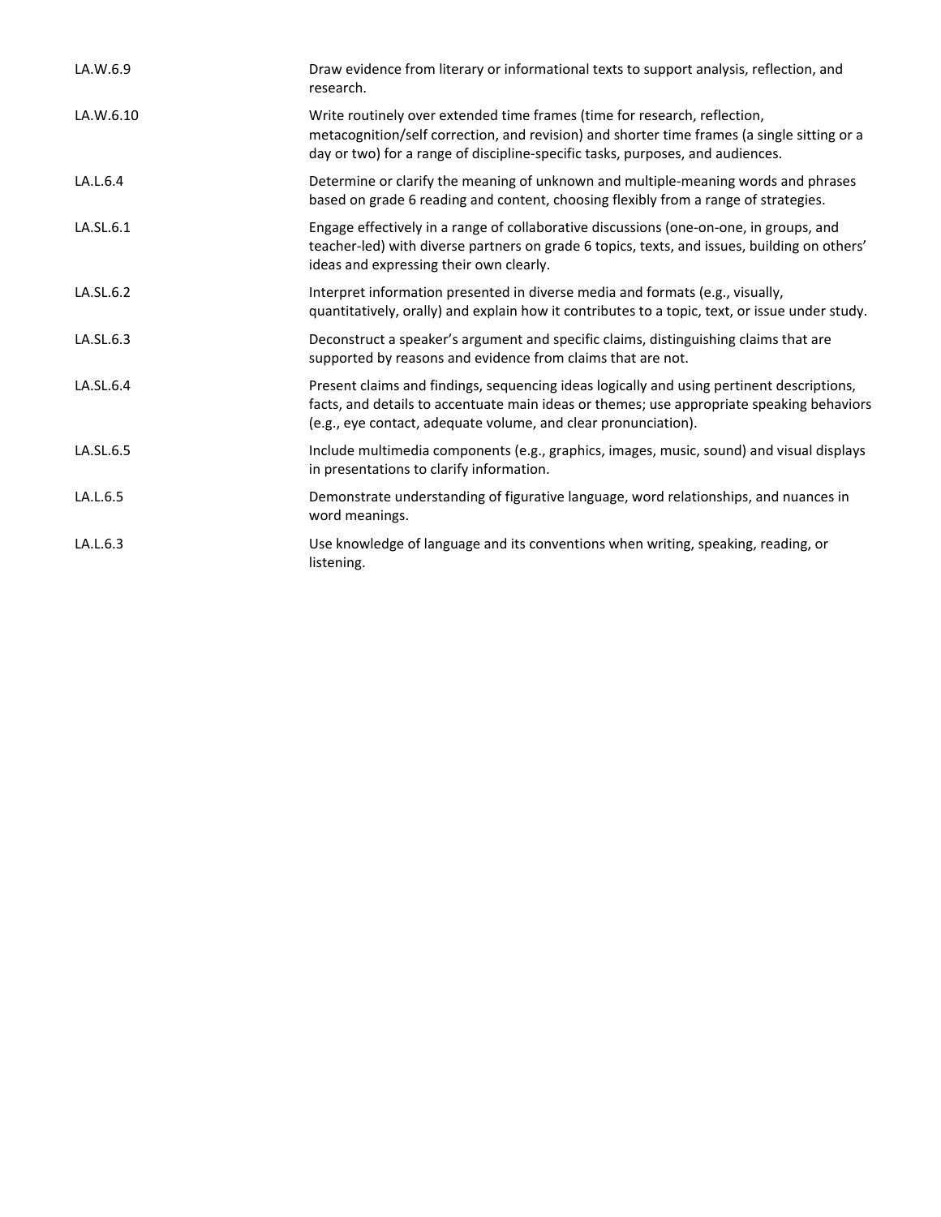| | |
|---|---|
| LA.W.6.9 | Draw evidence from literary or informational texts to support analysis, reflection, and research. |
| LA.W.6.10 | Write routinely over extended time frames (time for research, reflection, metacognition/self correction, and revision) and shorter time frames (a single sitting or a day or two) for a range of discipline-specific tasks, purposes, and audiences. |
| LA.L.6.4 | Determine or clarify the meaning of unknown and multiple-meaning words and phrases based on grade 6 reading and content, choosing flexibly from a range of strategies. |
| LA.SL.6.1 | Engage effectively in a range of collaborative discussions (one-on-one, in groups, and teacher-led) with diverse partners on grade 6 topics, texts, and issues, building on others' ideas and expressing their own clearly. |
| LA.SL.6.2 | Interpret information presented in diverse media and formats (e.g., visually, quantitatively, orally) and explain how it contributes to a topic, text, or issue under study. |
| LA.SL.6.3 | Deconstruct a speaker's argument and specific claims, distinguishing claims that are supported by reasons and evidence from claims that are not. |
| LA.SL.6.4 | Present claims and findings, sequencing ideas logically and using pertinent descriptions, facts, and details to accentuate main ideas or themes; use appropriate speaking behaviors (e.g., eye contact, adequate volume, and clear pronunciation). |
| LA.SL.6.5 | Include multimedia components (e.g., graphics, images, music, sound) and visual displays in presentations to clarify information. |
| LA.L.6.5 | Demonstrate understanding of figurative language, word relationships, and nuances in word meanings. |
| LA.L.6.3 | Use knowledge of language and its conventions when writing, speaking, reading, or listening. |